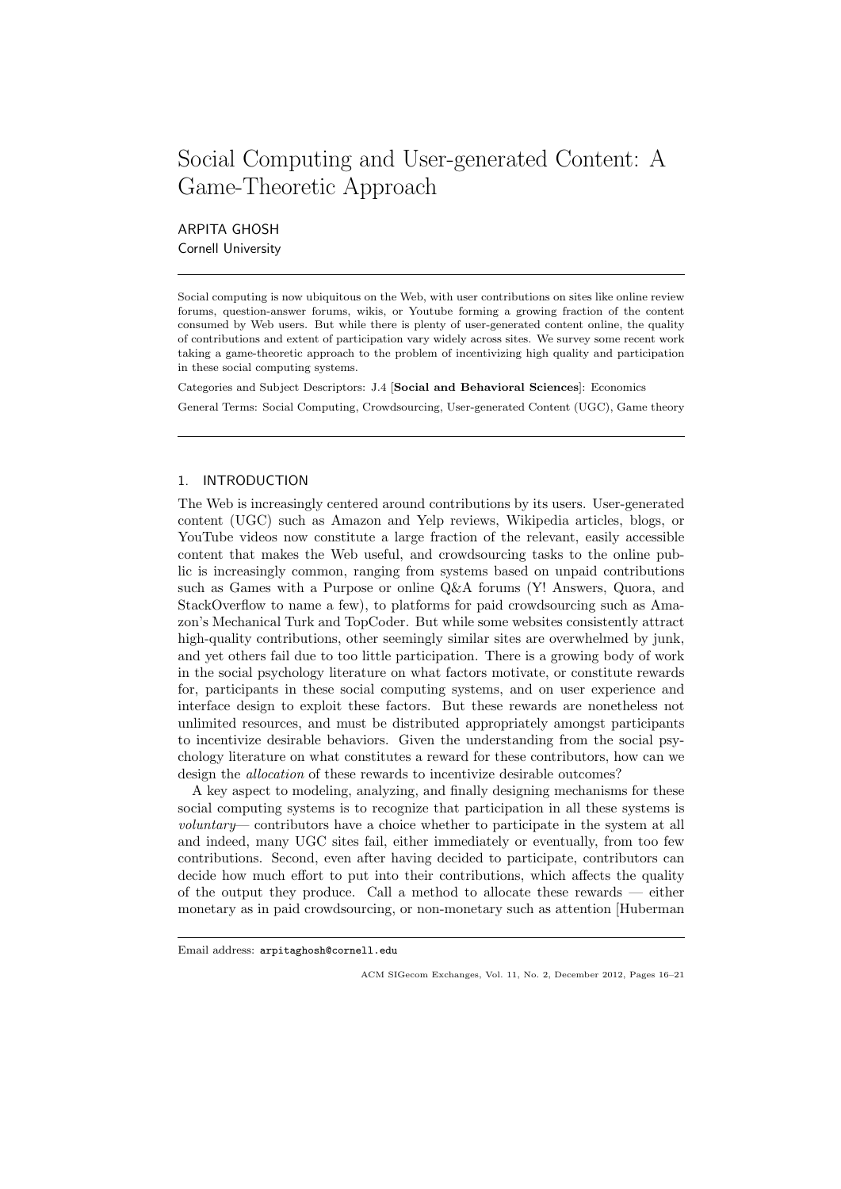# Social Computing and User-generated Content: A Game-Theoretic Approach

ARPITA GHOSH
Cornell University

Social computing is now ubiquitous on the Web, with user contributions on sites like online review forums, question-answer forums, wikis, or Youtube forming a growing fraction of the content consumed by Web users. But while there is plenty of user-generated content online, the quality of contributions and extent of participation vary widely across sites. We survey some recent work taking a game-theoretic approach to the problem of incentivizing high quality and participation in these social computing systems.

Categories and Subject Descriptors: J.4 [**Social and Behavioral Sciences**]: Economics

General Terms: Social Computing, Crowdsourcing, User-generated Content (UGC), Game theory

## 1. INTRODUCTION

The Web is increasingly centered around contributions by its users. User-generated content (UGC) such as Amazon and Yelp reviews, Wikipedia articles, blogs, or YouTube videos now constitute a large fraction of the relevant, easily accessible content that makes the Web useful, and crowdsourcing tasks to the online public is increasingly common, ranging from systems based on unpaid contributions such as Games with a Purpose or online Q&A forums (Y! Answers, Quora, and StackOverflow to name a few), to platforms for paid crowdsourcing such as Amazon's Mechanical Turk and TopCoder. But while some websites consistently attract high-quality contributions, other seemingly similar sites are overwhelmed by junk, and yet others fail due to too little participation. There is a growing body of work in the social psychology literature on what factors motivate, or constitute rewards for, participants in these social computing systems, and on user experience and interface design to exploit these factors. But these rewards are nonetheless not unlimited resources, and must be distributed appropriately amongst participants to incentivize desirable behaviors. Given the understanding from the social psychology literature on what constitutes a reward for these contributors, how can we design the *allocation* of these rewards to incentivize desirable outcomes?

A key aspect to modeling, analyzing, and finally designing mechanisms for these social computing systems is to recognize that participation in all these systems is *voluntary*— contributors have a choice whether to participate in the system at all and indeed, many UGC sites fail, either immediately or eventually, from too few contributions. Second, even after having decided to participate, contributors can decide how much effort to put into their contributions, which affects the quality of the output they produce. Call a method to allocate these rewards — either monetary as in paid crowdsourcing, or non-monetary such as attention [Huberman

Email address: arpitaghosh@cornell.edu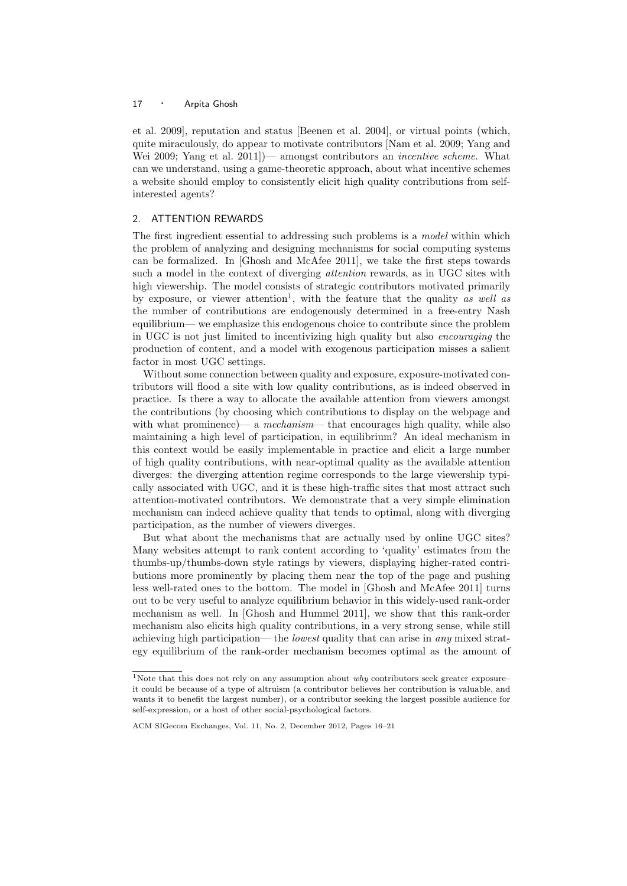et al. 2009], reputation and status [Beenen et al. 2004], or virtual points (which, quite miraculously, do appear to motivate contributors [Nam et al. 2009; Yang and Wei 2009; Yang et al. 2011])— amongst contributors an *incentive scheme*. What can we understand, using a game-theoretic approach, about what incentive schemes a website should employ to consistently elicit high quality contributions from self-interested agents?

## 2. ATTENTION REWARDS

The first ingredient essential to addressing such problems is a *model* within which the problem of analyzing and designing mechanisms for social computing systems can be formalized. In [Ghosh and McAfee 2011], we take the first steps towards such a model in the context of diverging *attention* rewards, as in UGC sites with high viewership. The model consists of strategic contributors motivated primarily by exposure, or viewer attention[1], with the feature that the quality *as well as* the number of contributions are endogenously determined in a free-entry Nash equilibrium— we emphasize this endogenous choice to contribute since the problem in UGC is not just limited to incentivizing high quality but also *encouraging* the production of content, and a model with exogenous participation misses a salient factor in most UGC settings.

Without some connection between quality and exposure, exposure-motivated contributors will flood a site with low quality contributions, as is indeed observed in practice. Is there a way to allocate the available attention from viewers amongst the contributions (by choosing which contributions to display on the webpage and with what prominence)— a *mechanism*— that encourages high quality, while also maintaining a high level of participation, in equilibrium? An ideal mechanism in this context would be easily implementable in practice and elicit a large number of high quality contributions, with near-optimal quality as the available attention diverges: the diverging attention regime corresponds to the large viewership typically associated with UGC, and it is these high-traffic sites that most attract such attention-motivated contributors. We demonstrate that a very simple elimination mechanism can indeed achieve quality that tends to optimal, along with diverging participation, as the number of viewers diverges.

But what about the mechanisms that are actually used by online UGC sites? Many websites attempt to rank content according to 'quality' estimates from the thumbs-up/thumbs-down style ratings by viewers, displaying higher-rated contributions more prominently by placing them near the top of the page and pushing less well-rated ones to the bottom. The model in [Ghosh and McAfee 2011] turns out to be very useful to analyze equilibrium behavior in this widely-used rank-order mechanism as well. In [Ghosh and Hummel 2011], we show that this rank-order mechanism also elicits high quality contributions, in a very strong sense, while still achieving high participation— the *lowest* quality that can arise in *any* mixed strategy equilibrium of the rank-order mechanism becomes optimal as the amount of

[1] Note that this does not rely on any assumption about *why* contributors seek greater exposure– it could be because of a type of altruism (a contributor believes her contribution is valuable, and wants it to benefit the largest number), or a contributor seeking the largest possible audience for self-expression, or a host of other social-psychological factors.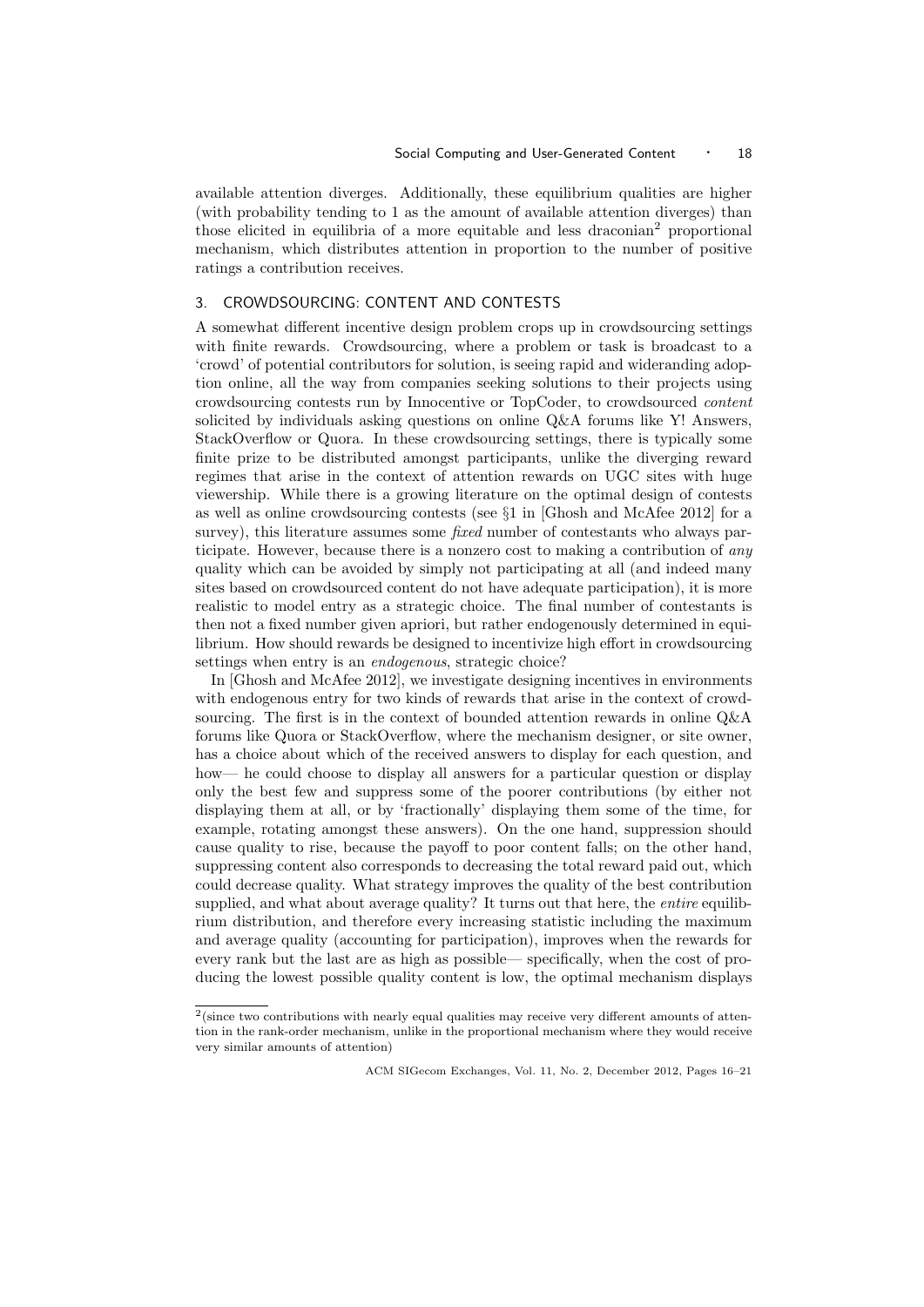available attention diverges. Additionally, these equilibrium qualities are higher (with probability tending to 1 as the amount of available attention diverges) than those elicited in equilibria of a more equitable and less draconian[2] proportional mechanism, which distributes attention in proportion to the number of positive ratings a contribution receives.

## 3. CROWDSOURCING: CONTENT AND CONTESTS

A somewhat different incentive design problem crops up in crowdsourcing settings with finite rewards. Crowdsourcing, where a problem or task is broadcast to a 'crowd' of potential contributors for solution, is seeing rapid and wideranding adoption online, all the way from companies seeking solutions to their projects using crowdsourcing contests run by Innocentive or TopCoder, to crowdsourced *content* solicited by individuals asking questions on online Q&A forums like Y! Answers, StackOverflow or Quora. In these crowdsourcing settings, there is typically some finite prize to be distributed amongst participants, unlike the diverging reward regimes that arise in the context of attention rewards on UGC sites with huge viewership. While there is a growing literature on the optimal design of contests as well as online crowdsourcing contests (see §1 in [Ghosh and McAfee 2012] for a survey), this literature assumes some *fixed* number of contestants who always participate. However, because there is a nonzero cost to making a contribution of *any* quality which can be avoided by simply not participating at all (and indeed many sites based on crowdsourced content do not have adequate participation), it is more realistic to model entry as a strategic choice. The final number of contestants is then not a fixed number given apriori, but rather endogenously determined in equilibrium. How should rewards be designed to incentivize high effort in crowdsourcing settings when entry is an *endogenous*, strategic choice?

In [Ghosh and McAfee 2012], we investigate designing incentives in environments with endogenous entry for two kinds of rewards that arise in the context of crowdsourcing. The first is in the context of bounded attention rewards in online Q&A forums like Quora or StackOverflow, where the mechanism designer, or site owner, has a choice about which of the received answers to display for each question, and how— he could choose to display all answers for a particular question or display only the best few and suppress some of the poorer contributions (by either not displaying them at all, or by 'fractionally' displaying them some of the time, for example, rotating amongst these answers). On the one hand, suppression should cause quality to rise, because the payoff to poor content falls; on the other hand, suppressing content also corresponds to decreasing the total reward paid out, which could decrease quality. What strategy improves the quality of the best contribution supplied, and what about average quality? It turns out that here, the *entire* equilibrium distribution, and therefore every increasing statistic including the maximum and average quality (accounting for participation), improves when the rewards for every rank but the last are as high as possible— specifically, when the cost of producing the lowest possible quality content is low, the optimal mechanism displays

[2](since two contributions with nearly equal qualities may receive very different amounts of attention in the rank-order mechanism, unlike in the proportional mechanism where they would receive very similar amounts of attention)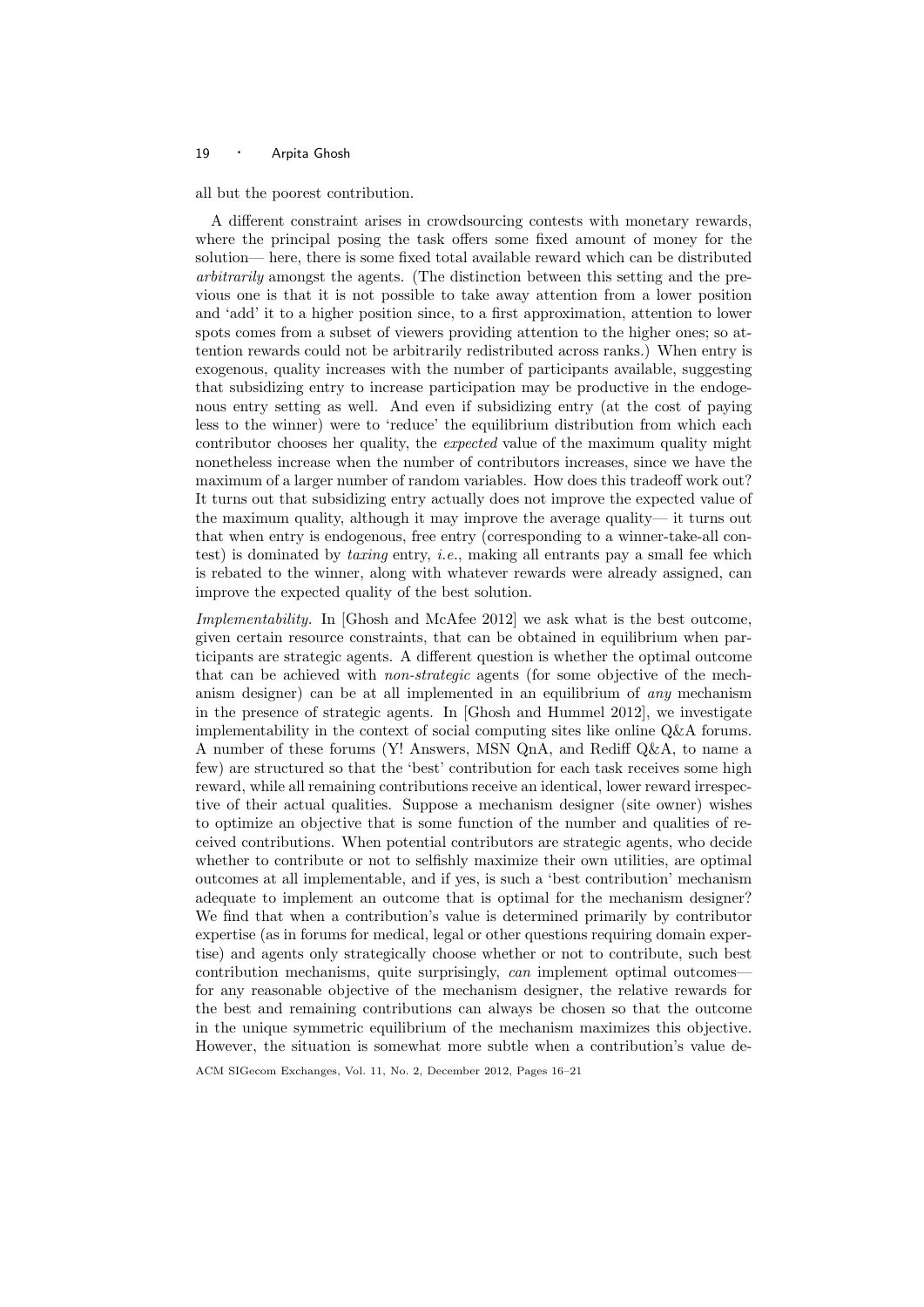all but the poorest contribution.

A different constraint arises in crowdsourcing contests with monetary rewards, where the principal posing the task offers some fixed amount of money for the solution— here, there is some fixed total available reward which can be distributed *arbitrarily* amongst the agents. (The distinction between this setting and the previous one is that it is not possible to take away attention from a lower position and 'add' it to a higher position since, to a first approximation, attention to lower spots comes from a subset of viewers providing attention to the higher ones; so attention rewards could not be arbitrarily redistributed across ranks.) When entry is exogenous, quality increases with the number of participants available, suggesting that subsidizing entry to increase participation may be productive in the endogenous entry setting as well. And even if subsidizing entry (at the cost of paying less to the winner) were to 'reduce' the equilibrium distribution from which each contributor chooses her quality, the *expected* value of the maximum quality might nonetheless increase when the number of contributors increases, since we have the maximum of a larger number of random variables. How does this tradeoff work out? It turns out that subsidizing entry actually does not improve the expected value of the maximum quality, although it may improve the average quality— it turns out that when entry is endogenous, free entry (corresponding to a winner-take-all contest) is dominated by *taxing* entry, *i.e.*, making all entrants pay a small fee which is rebated to the winner, along with whatever rewards were already assigned, can improve the expected quality of the best solution.

*Implementability.* In [Ghosh and McAfee 2012] we ask what is the best outcome, given certain resource constraints, that can be obtained in equilibrium when participants are strategic agents. A different question is whether the optimal outcome that can be achieved with *non-strategic* agents (for some objective of the mechanism designer) can be at all implemented in an equilibrium of *any* mechanism in the presence of strategic agents. In [Ghosh and Hummel 2012], we investigate implementability in the context of social computing sites like online Q&A forums. A number of these forums (Y! Answers, MSN QnA, and Rediff Q&A, to name a few) are structured so that the 'best' contribution for each task receives some high reward, while all remaining contributions receive an identical, lower reward irrespective of their actual qualities. Suppose a mechanism designer (site owner) wishes to optimize an objective that is some function of the number and qualities of received contributions. When potential contributors are strategic agents, who decide whether to contribute or not to selfishly maximize their own utilities, are optimal outcomes at all implementable, and if yes, is such a 'best contribution' mechanism adequate to implement an outcome that is optimal for the mechanism designer? We find that when a contribution's value is determined primarily by contributor expertise (as in forums for medical, legal or other questions requiring domain expertise) and agents only strategically choose whether or not to contribute, such best contribution mechanisms, quite surprisingly, *can* implement optimal outcomes— for any reasonable objective of the mechanism designer, the relative rewards for the best and remaining contributions can always be chosen so that the outcome in the unique symmetric equilibrium of the mechanism maximizes this objective. However, the situation is somewhat more subtle when a contribution's value de-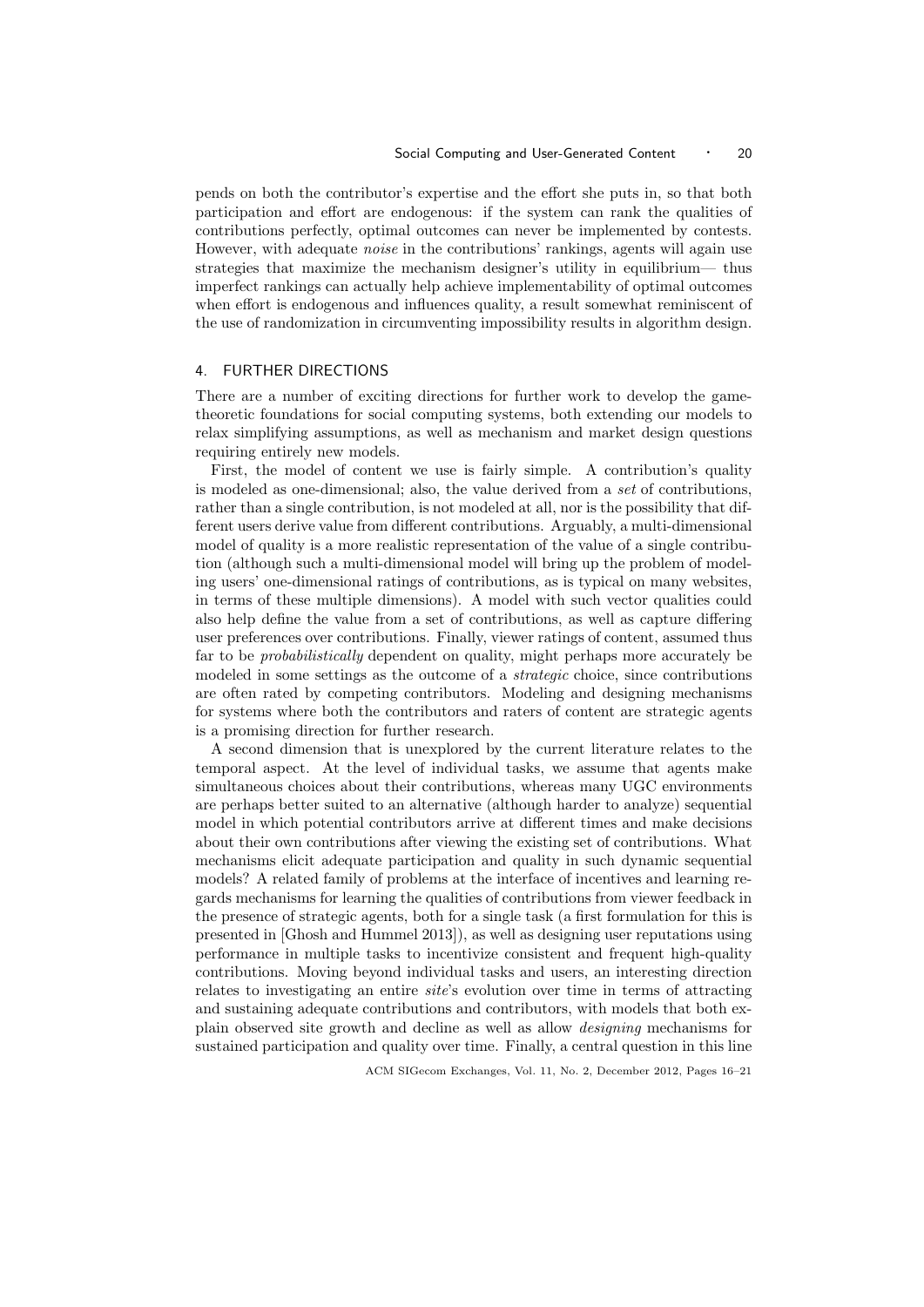pends on both the contributor's expertise and the effort she puts in, so that both participation and effort are endogenous: if the system can rank the qualities of contributions perfectly, optimal outcomes can never be implemented by contests. However, with adequate *noise* in the contributions' rankings, agents will again use strategies that maximize the mechanism designer's utility in equilibrium— thus imperfect rankings can actually help achieve implementability of optimal outcomes when effort is endogenous and influences quality, a result somewhat reminiscent of the use of randomization in circumventing impossibility results in algorithm design.

## 4. FURTHER DIRECTIONS

There are a number of exciting directions for further work to develop the game-theoretic foundations for social computing systems, both extending our models to relax simplifying assumptions, as well as mechanism and market design questions requiring entirely new models.

First, the model of content we use is fairly simple. A contribution's quality is modeled as one-dimensional; also, the value derived from a *set* of contributions, rather than a single contribution, is not modeled at all, nor is the possibility that different users derive value from different contributions. Arguably, a multi-dimensional model of quality is a more realistic representation of the value of a single contribution (although such a multi-dimensional model will bring up the problem of modeling users' one-dimensional ratings of contributions, as is typical on many websites, in terms of these multiple dimensions). A model with such vector qualities could also help define the value from a set of contributions, as well as capture differing user preferences over contributions. Finally, viewer ratings of content, assumed thus far to be *probabilistically* dependent on quality, might perhaps more accurately be modeled in some settings as the outcome of a *strategic* choice, since contributions are often rated by competing contributors. Modeling and designing mechanisms for systems where both the contributors and raters of content are strategic agents is a promising direction for further research.

A second dimension that is unexplored by the current literature relates to the temporal aspect. At the level of individual tasks, we assume that agents make simultaneous choices about their contributions, whereas many UGC environments are perhaps better suited to an alternative (although harder to analyze) sequential model in which potential contributors arrive at different times and make decisions about their own contributions after viewing the existing set of contributions. What mechanisms elicit adequate participation and quality in such dynamic sequential models? A related family of problems at the interface of incentives and learning regards mechanisms for learning the qualities of contributions from viewer feedback in the presence of strategic agents, both for a single task (a first formulation for this is presented in [Ghosh and Hummel 2013]), as well as designing user reputations using performance in multiple tasks to incentivize consistent and frequent high-quality contributions. Moving beyond individual tasks and users, an interesting direction relates to investigating an entire *site*'s evolution over time in terms of attracting and sustaining adequate contributions and contributors, with models that both explain observed site growth and decline as well as allow *designing* mechanisms for sustained participation and quality over time. Finally, a central question in this line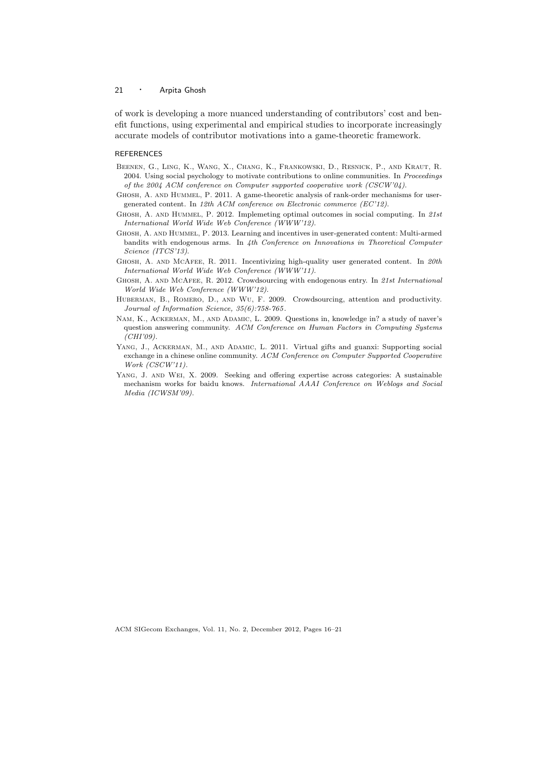of work is developing a more nuanced understanding of contributors' cost and benefit functions, using experimental and empirical studies to incorporate increasingly accurate models of contributor motivations into a game-theoretic framework.

## REFERENCES

Beenen, G., Ling, K., Wang, X., Chang, K., Frankowski, D., Resnick, P., and Kraut, R. 2004. Using social psychology to motivate contributions to online communities. In *Proceedings of the 2004 ACM conference on Computer supported cooperative work (CSCW'04)*.

Ghosh, A. and Hummel, P. 2011. A game-theoretic analysis of rank-order mechanisms for user-generated content. In *12th ACM conference on Electronic commerce (EC'12)*.

Ghosh, A. and Hummel, P. 2012. Implemeting optimal outcomes in social computing. In *21st International World Wide Web Conference (WWW'12)*.

Ghosh, A. and Hummel, P. 2013. Learning and incentives in user-generated content: Multi-armed bandits with endogenous arms. In *4th Conference on Innovations in Theoretical Computer Science (ITCS'13)*.

Ghosh, A. and McAfee, R. 2011. Incentivizing high-quality user generated content. In *20th International World Wide Web Conference (WWW'11)*.

Ghosh, A. and McAfee, R. 2012. Crowdsourcing with endogenous entry. In *21st International World Wide Web Conference (WWW'12)*.

Huberman, B., Romero, D., and Wu, F. 2009. Crowdsourcing, attention and productivity. *Journal of Information Science, 35(6):758-765*.

Nam, K., Ackerman, M., and Adamic, L. 2009. Questions in, knowledge in? a study of naver's question answering community. *ACM Conference on Human Factors in Computing Systems (CHI'09)*.

Yang, J., Ackerman, M., and Adamic, L. 2011. Virtual gifts and guanxi: Supporting social exchange in a chinese online community. *ACM Conference on Computer Supported Cooperative Work (CSCW'11)*.

Yang, J. and Wei, X. 2009. Seeking and offering expertise across categories: A sustainable mechanism works for baidu knows. *International AAAI Conference on Weblogs and Social Media (ICWSM'09)*.